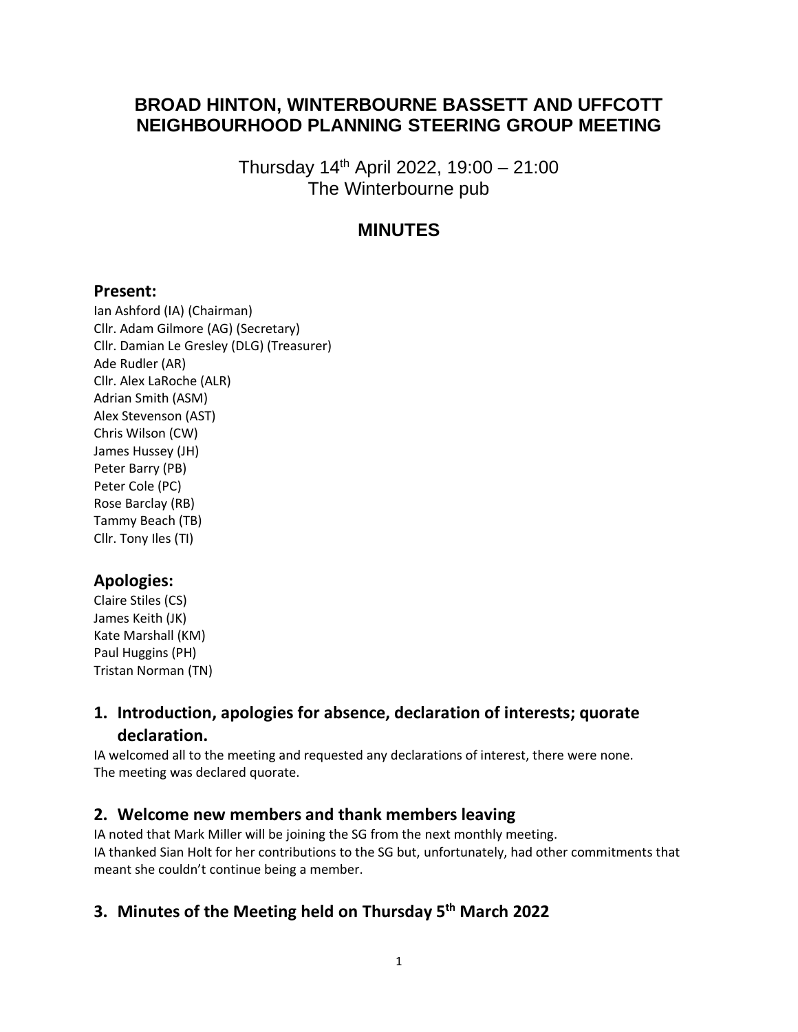# BROAD HINTON, WINTERBOURNE BASSETT AND UFFCOTT NEIGHBOURHOOD PLANNING STEERING GROUP MEETING

Thursday 14th April 2022, 19:00 – 21:00
The Winterbourne pub

## MINUTES

### Present:

Ian Ashford (IA) (Chairman)
Cllr. Adam Gilmore (AG) (Secretary)
Cllr. Damian Le Gresley (DLG) (Treasurer)
Ade Rudler (AR)
Cllr. Alex LaRoche (ALR)
Adrian Smith (ASM)
Alex Stevenson (AST)
Chris Wilson (CW)
James Hussey (JH)
Peter Barry (PB)
Peter Cole (PC)
Rose Barclay (RB)
Tammy Beach (TB)
Cllr. Tony Iles (TI)

### Apologies:

Claire Stiles (CS)
James Keith (JK)
Kate Marshall (KM)
Paul Huggins (PH)
Tristan Norman (TN)

## 1. Introduction, apologies for absence, declaration of interests; quorate declaration.

IA welcomed all to the meeting and requested any declarations of interest, there were none.
The meeting was declared quorate.

## 2. Welcome new members and thank members leaving

IA noted that Mark Miller will be joining the SG from the next monthly meeting.
IA thanked Sian Holt for her contributions to the SG but, unfortunately, had other commitments that meant she couldn't continue being a member.

## 3. Minutes of the Meeting held on Thursday 5th March 2022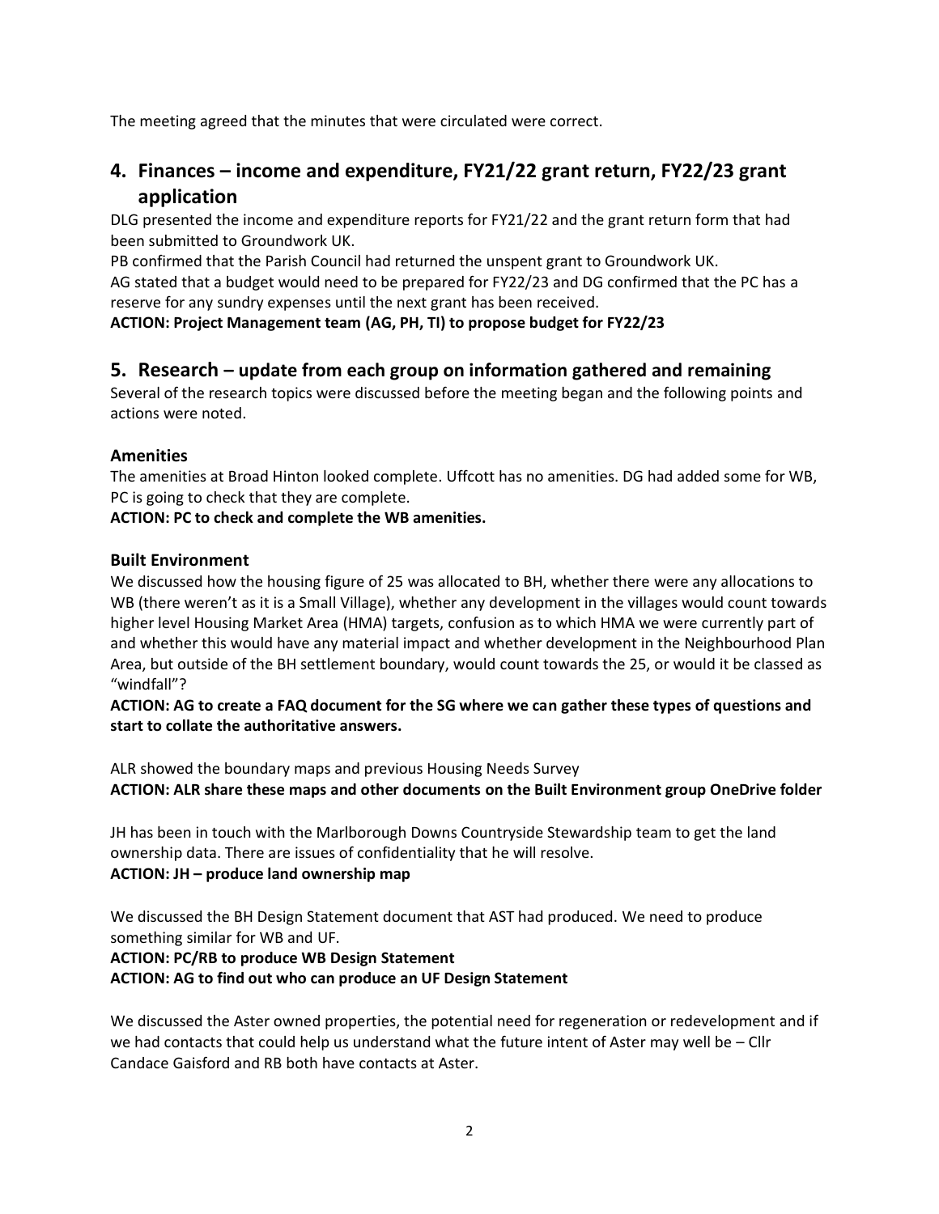The meeting agreed that the minutes that were circulated were correct.

## 4. Finances – income and expenditure, FY21/22 grant return, FY22/23 grant application

DLG presented the income and expenditure reports for FY21/22 and the grant return form that had been submitted to Groundwork UK.
PB confirmed that the Parish Council had returned the unspent grant to Groundwork UK.
AG stated that a budget would need to be prepared for FY22/23 and DG confirmed that the PC has a reserve for any sundry expenses until the next grant has been received.
**ACTION: Project Management team (AG, PH, TI) to propose budget for FY22/23**

## 5. Research – update from each group on information gathered and remaining

Several of the research topics were discussed before the meeting began and the following points and actions were noted.

### Amenities

The amenities at Broad Hinton looked complete. Uffcott has no amenities. DG had added some for WB, PC is going to check that they are complete.
**ACTION: PC to check and complete the WB amenities.**

### Built Environment

We discussed how the housing figure of 25 was allocated to BH, whether there were any allocations to WB (there weren't as it is a Small Village), whether any development in the villages would count towards higher level Housing Market Area (HMA) targets, confusion as to which HMA we were currently part of and whether this would have any material impact and whether development in the Neighbourhood Plan Area, but outside of the BH settlement boundary, would count towards the 25, or would it be classed as "windfall"?
**ACTION: AG to create a FAQ document for the SG where we can gather these types of questions and start to collate the authoritative answers.**

ALR showed the boundary maps and previous Housing Needs Survey
**ACTION: ALR share these maps and other documents on the Built Environment group OneDrive folder**

JH has been in touch with the Marlborough Downs Countryside Stewardship team to get the land ownership data. There are issues of confidentiality that he will resolve.
**ACTION: JH – produce land ownership map**

We discussed the BH Design Statement document that AST had produced. We need to produce something similar for WB and UF.
**ACTION: PC/RB to produce WB Design Statement**
**ACTION: AG to find out who can produce an UF Design Statement**

We discussed the Aster owned properties, the potential need for regeneration or redevelopment and if we had contacts that could help us understand what the future intent of Aster may well be – Cllr Candace Gaisford and RB both have contacts at Aster.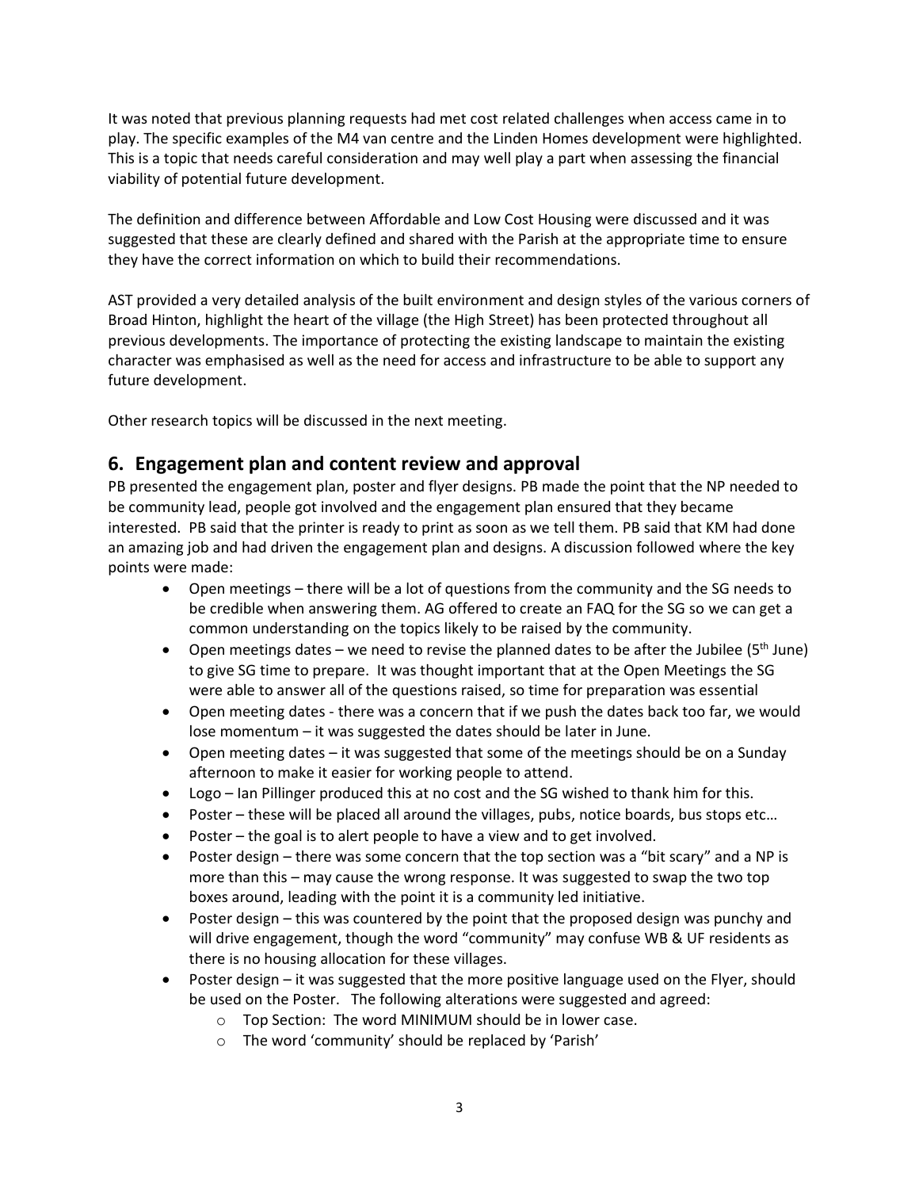It was noted that previous planning requests had met cost related challenges when access came in to play. The specific examples of the M4 van centre and the Linden Homes development were highlighted. This is a topic that needs careful consideration and may well play a part when assessing the financial viability of potential future development.

The definition and difference between Affordable and Low Cost Housing were discussed and it was suggested that these are clearly defined and shared with the Parish at the appropriate time to ensure they have the correct information on which to build their recommendations.

AST provided a very detailed analysis of the built environment and design styles of the various corners of Broad Hinton, highlight the heart of the village (the High Street) has been protected throughout all previous developments. The importance of protecting the existing landscape to maintain the existing character was emphasised as well as the need for access and infrastructure to be able to support any future development.

Other research topics will be discussed in the next meeting.

## 6. Engagement plan and content review and approval

PB presented the engagement plan, poster and flyer designs. PB made the point that the NP needed to be community lead, people got involved and the engagement plan ensured that they became interested. PB said that the printer is ready to print as soon as we tell them. PB said that KM had done an amazing job and had driven the engagement plan and designs. A discussion followed where the key points were made:

- Open meetings – there will be a lot of questions from the community and the SG needs to be credible when answering them. AG offered to create an FAQ for the SG so we can get a common understanding on the topics likely to be raised by the community.
- Open meetings dates – we need to revise the planned dates to be after the Jubilee (5th June) to give SG time to prepare. It was thought important that at the Open Meetings the SG were able to answer all of the questions raised, so time for preparation was essential
- Open meeting dates - there was a concern that if we push the dates back too far, we would lose momentum – it was suggested the dates should be later in June.
- Open meeting dates – it was suggested that some of the meetings should be on a Sunday afternoon to make it easier for working people to attend.
- Logo – Ian Pillinger produced this at no cost and the SG wished to thank him for this.
- Poster – these will be placed all around the villages, pubs, notice boards, bus stops etc…
- Poster – the goal is to alert people to have a view and to get involved.
- Poster design – there was some concern that the top section was a "bit scary" and a NP is more than this – may cause the wrong response. It was suggested to swap the two top boxes around, leading with the point it is a community led initiative.
- Poster design – this was countered by the point that the proposed design was punchy and will drive engagement, though the word "community" may confuse WB & UF residents as there is no housing allocation for these villages.
- Poster design – it was suggested that the more positive language used on the Flyer, should be used on the Poster. The following alterations were suggested and agreed:
  - Top Section: The word MINIMUM should be in lower case.
  - The word 'community' should be replaced by 'Parish'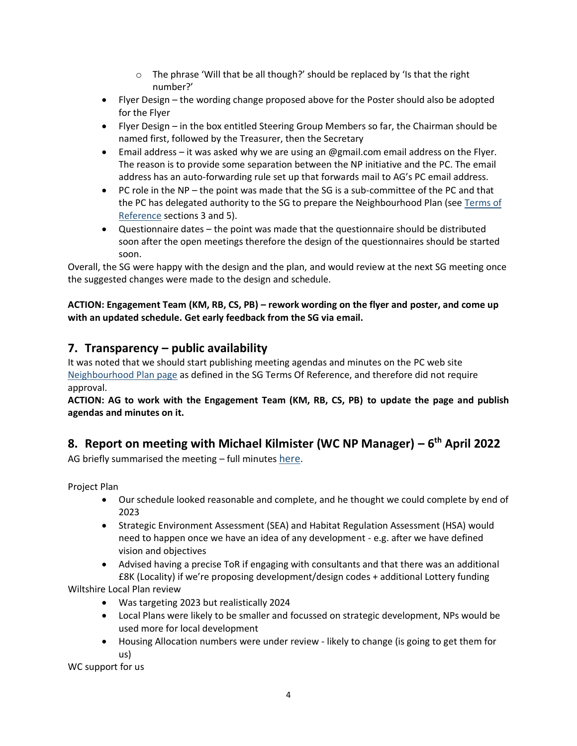- The phrase 'Will that be all though?' should be replaced by 'Is that the right number?'

- Flyer Design – the wording change proposed above for the Poster should also be adopted for the Flyer
- Flyer Design – in the box entitled Steering Group Members so far, the Chairman should be named first, followed by the Treasurer, then the Secretary
- Email address – it was asked why we are using an @gmail.com email address on the Flyer. The reason is to provide some separation between the NP initiative and the PC. The email address has an auto-forwarding rule set up that forwards mail to AG's PC email address.
- PC role in the NP – the point was made that the SG is a sub-committee of the PC and that the PC has delegated authority to the SG to prepare the Neighbourhood Plan (see Terms of Reference sections 3 and 5).
- Questionnaire dates – the point was made that the questionnaire should be distributed soon after the open meetings therefore the design of the questionnaires should be started soon.

Overall, the SG were happy with the design and the plan, and would review at the next SG meeting once the suggested changes were made to the design and schedule.

**ACTION: Engagement Team (KM, RB, CS, PB) – rework wording on the flyer and poster, and come up with an updated schedule. Get early feedback from the SG via email.**

## 7. Transparency – public availability

It was noted that we should start publishing meeting agendas and minutes on the PC web site Neighbourhood Plan page as defined in the SG Terms Of Reference, and therefore did not require approval.

**ACTION: AG to work with the Engagement Team (KM, RB, CS, PB) to update the page and publish agendas and minutes on it.**

## 8. Report on meeting with Michael Kilmister (WC NP Manager) – 6th April 2022

AG briefly summarised the meeting – full minutes here.

Project Plan

- Our schedule looked reasonable and complete, and he thought we could complete by end of 2023
- Strategic Environment Assessment (SEA) and Habitat Regulation Assessment (HSA) would need to happen once we have an idea of any development - e.g. after we have defined vision and objectives
- Advised having a precise ToR if engaging with consultants and that there was an additional £8K (Locality) if we're proposing development/design codes + additional Lottery funding

Wiltshire Local Plan review

- Was targeting 2023 but realistically 2024
- Local Plans were likely to be smaller and focussed on strategic development, NPs would be used more for local development
- Housing Allocation numbers were under review - likely to change (is going to get them for us)

WC support for us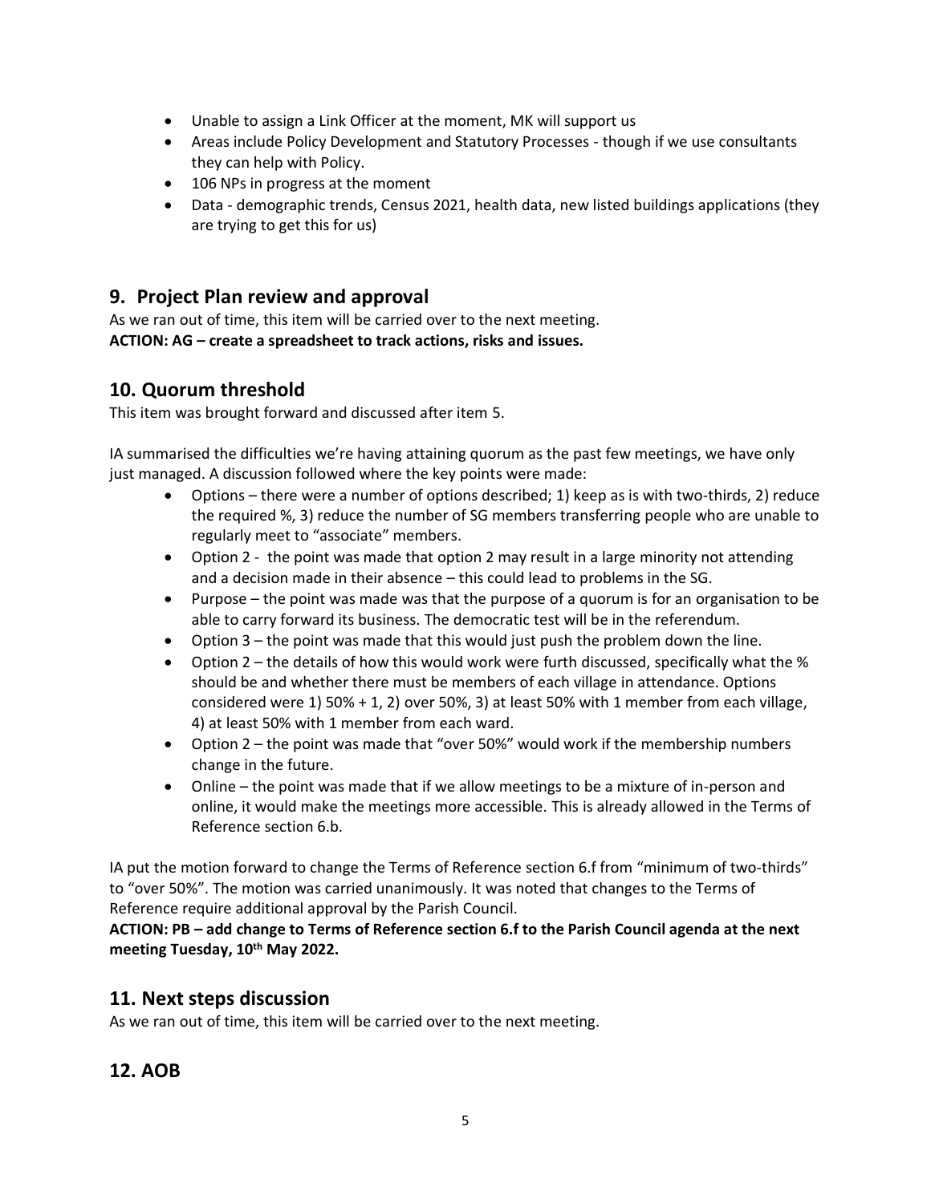- Unable to assign a Link Officer at the moment, MK will support us
- Areas include Policy Development and Statutory Processes - though if we use consultants they can help with Policy.
- 106 NPs in progress at the moment
- Data - demographic trends, Census 2021, health data, new listed buildings applications (they are trying to get this for us)

## 9. Project Plan review and approval

As we ran out of time, this item will be carried over to the next meeting.

**ACTION: AG – create a spreadsheet to track actions, risks and issues.**

## 10. Quorum threshold

This item was brought forward and discussed after item 5.

IA summarised the difficulties we're having attaining quorum as the past few meetings, we have only just managed. A discussion followed where the key points were made:

- Options – there were a number of options described; 1) keep as is with two-thirds, 2) reduce the required %, 3) reduce the number of SG members transferring people who are unable to regularly meet to "associate" members.
- Option 2 - the point was made that option 2 may result in a large minority not attending and a decision made in their absence – this could lead to problems in the SG.
- Purpose – the point was made was that the purpose of a quorum is for an organisation to be able to carry forward its business. The democratic test will be in the referendum.
- Option 3 – the point was made that this would just push the problem down the line.
- Option 2 – the details of how this would work were furth discussed, specifically what the % should be and whether there must be members of each village in attendance. Options considered were 1) 50% + 1, 2) over 50%, 3) at least 50% with 1 member from each village, 4) at least 50% with 1 member from each ward.
- Option 2 – the point was made that "over 50%" would work if the membership numbers change in the future.
- Online – the point was made that if we allow meetings to be a mixture of in-person and online, it would make the meetings more accessible. This is already allowed in the Terms of Reference section 6.b.

IA put the motion forward to change the Terms of Reference section 6.f from "minimum of two-thirds" to "over 50%". The motion was carried unanimously. It was noted that changes to the Terms of Reference require additional approval by the Parish Council.

**ACTION: PB – add change to Terms of Reference section 6.f to the Parish Council agenda at the next meeting Tuesday, 10th May 2022.**

## 11. Next steps discussion

As we ran out of time, this item will be carried over to the next meeting.

## 12. AOB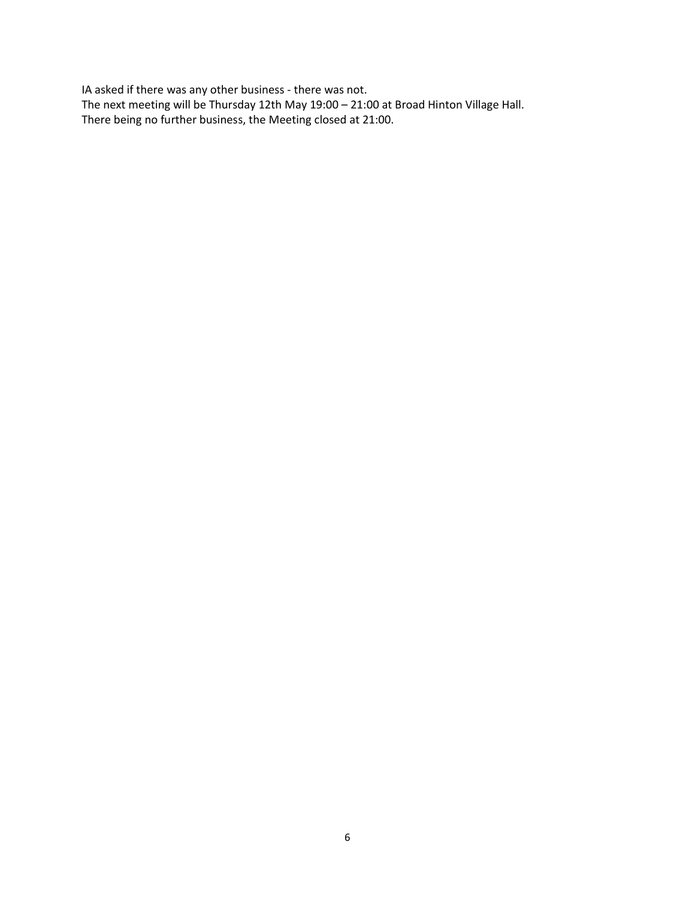IA asked if there was any other business - there was not.
The next meeting will be Thursday 12th May 19:00 – 21:00 at Broad Hinton Village Hall.
There being no further business, the Meeting closed at 21:00.